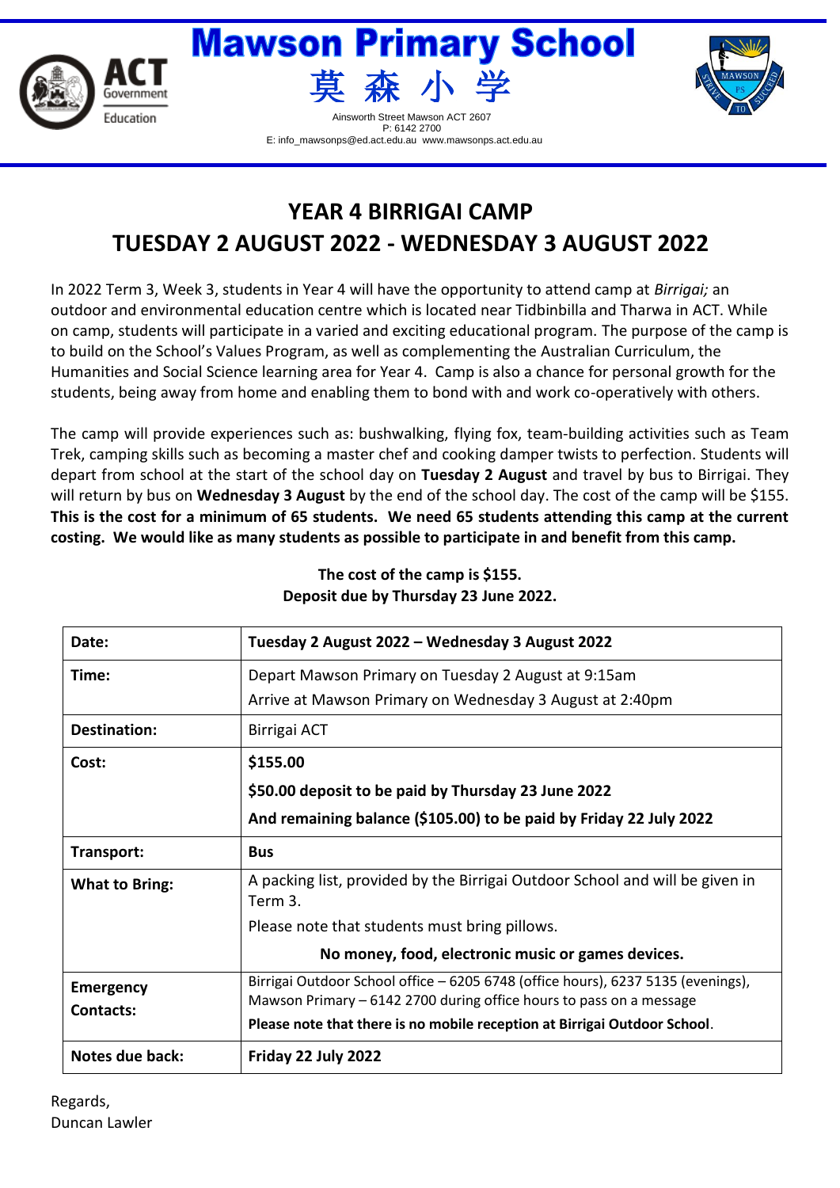# Mawson Primary School

# 莫 森 小 学

Ainsworth Street Mawson ACT 2607
P: 6142 2700
E: info_mawsonps@ed.act.edu.au www.mawsonps.act.edu.au

## YEAR 4 BIRRIGAI CAMP
## TUESDAY 2 AUGUST 2022 - WEDNESDAY 3 AUGUST 2022

In 2022 Term 3, Week 3, students in Year 4 will have the opportunity to attend camp at *Birrigai;* an outdoor and environmental education centre which is located near Tidbinbilla and Tharwa in ACT. While on camp, students will participate in a varied and exciting educational program. The purpose of the camp is to build on the School's Values Program, as well as complementing the Australian Curriculum, the Humanities and Social Science learning area for Year 4. Camp is also a chance for personal growth for the students, being away from home and enabling them to bond with and work co-operatively with others.

The camp will provide experiences such as: bushwalking, flying fox, team-building activities such as Team Trek, camping skills such as becoming a master chef and cooking damper twists to perfection. Students will depart from school at the start of the school day on **Tuesday 2 August** and travel by bus to Birrigai. They will return by bus on **Wednesday 3 August** by the end of the school day. The cost of the camp will be $155. **This is the cost for a minimum of 65 students. We need 65 students attending this camp at the current costing. We would like as many students as possible to participate in and benefit from this camp.**

**The cost of the camp is $155.**
**Deposit due by Thursday 23 June 2022.**

| **Date:** | **Tuesday 2 August 2022 – Wednesday 3 August 2022** |
|---|---|
| **Time:** | Depart Mawson Primary on Tuesday 2 August at 9:15am<br>Arrive at Mawson Primary on Wednesday 3 August at 2:40pm |
| **Destination:** | Birrigai ACT |
| **Cost:** | **$155.00**<br>**$50.00 deposit to be paid by Thursday 23 June 2022**<br>**And remaining balance ($105.00) to be paid by Friday 22 July 2022** |
| **Transport:** | **Bus** |
| **What to Bring:** | A packing list, provided by the Birrigai Outdoor School and will be given in Term 3.<br>Please note that students must bring pillows.<br>**No money, food, electronic music or games devices.** |
| **Emergency Contacts:** | Birrigai Outdoor School office – 6205 6748 (office hours), 6237 5135 (evenings), Mawson Primary – 6142 2700 during office hours to pass on a message<br>**Please note that there is no mobile reception at Birrigai Outdoor School**. |
| **Notes due back:** | **Friday 22 July 2022** |

Regards,
Duncan Lawler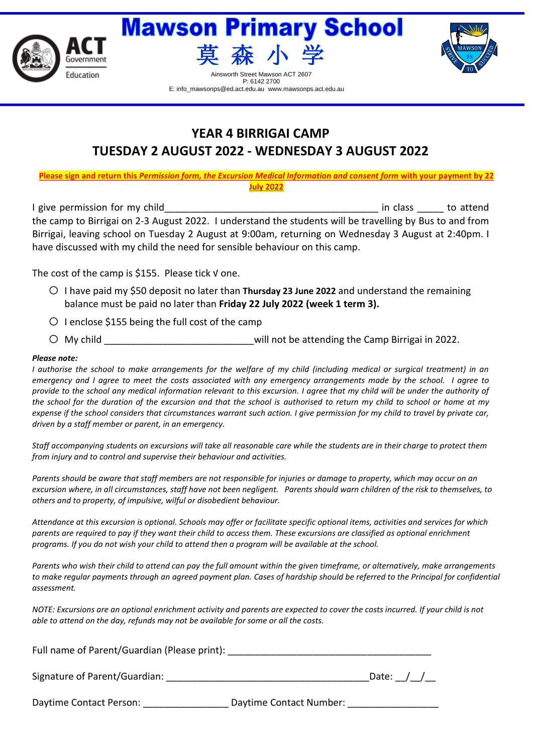# Mawson Primary School

# 莫 森 小 学

Ainsworth Street Mawson ACT 2607
P: 6142 2700
E: info_mawsonps@ed.act.edu.au www.mawsonps.act.edu.au

## YEAR 4 BIRRIGAI CAMP

## TUESDAY 2 AUGUST 2022 - WEDNESDAY 3 AUGUST 2022

**Please sign and return this *Permission form, the Excursion Medical Information and consent form* with your payment by 22 July 2022**

I give permission for my child_________________________________________ in class _____ to attend the camp to Birrigai on 2-3 August 2022. I understand the students will be travelling by Bus to and from Birrigai, leaving school on Tuesday 2 August at 9:00am, returning on Wednesday 3 August at 2:40pm. I have discussed with my child the need for sensible behaviour on this camp.

The cost of the camp is $155. Please tick √ one.

- ○ I have paid my $50 deposit no later than **Thursday 23 June 2022** and understand the remaining balance must be paid no later than **Friday 22 July 2022 (week 1 term 3).**
- ○ I enclose $155 being the full cost of the camp
- ○ My child ____________________________will not be attending the Camp Birrigai in 2022.

***Please note:***

*I authorise the school to make arrangements for the welfare of my child (including medical or surgical treatment) in an emergency and I agree to meet the costs associated with any emergency arrangements made by the school. I agree to provide to the school any medical information relevant to this excursion. I agree that my child will be under the authority of the school for the duration of the excursion and that the school is authorised to return my child to school or home at my expense if the school considers that circumstances warrant such action. I give permission for my child to travel by private car, driven by a staff member or parent, in an emergency.*

*Staff accompanying students on excursions will take all reasonable care while the students are in their charge to protect them from injury and to control and supervise their behaviour and activities.*

*Parents should be aware that staff members are not responsible for injuries or damage to property, which may occur on an excursion where, in all circumstances, staff have not been negligent. Parents should warn children of the risk to themselves, to others and to property, of impulsive, wilful or disobedient behaviour.*

*Attendance at this excursion is optional. Schools may offer or facilitate specific optional items, activities and services for which parents are required to pay if they want their child to access them. These excursions are classified as optional enrichment programs. If you do not wish your child to attend then a program will be available at the school.*

*Parents who wish their child to attend can pay the full amount within the given timeframe, or alternatively, make arrangements to make regular payments through an agreed payment plan. Cases of hardship should be referred to the Principal for confidential assessment.*

*NOTE: Excursions are an optional enrichment activity and parents are expected to cover the costs incurred. If your child is not able to attend on the day, refunds may not be available for some or all the costs.*

Full name of Parent/Guardian (Please print): ________________________________________

Signature of Parent/Guardian: ________________________________________Date: __/__/__

Daytime Contact Person: ________________ Daytime Contact Number: _________________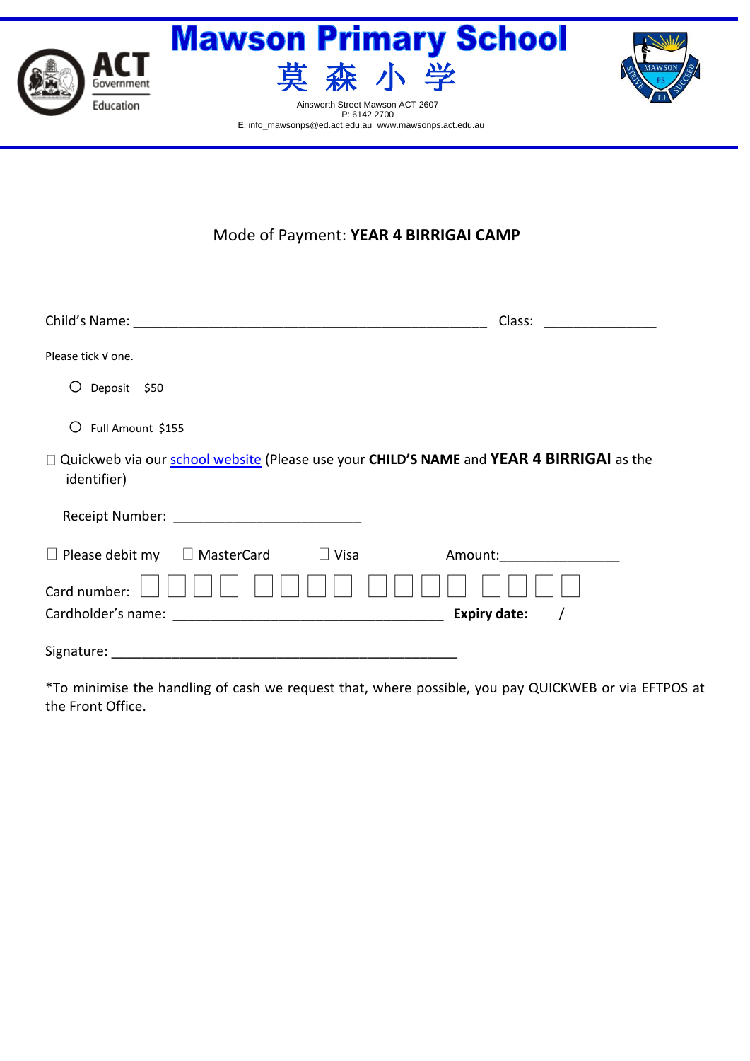# Mawson Primary School

# 莫 森 小 学

Ainsworth Street Mawson ACT 2607
P: 6142 2700
E: info_mawsonps@ed.act.edu.au www.mawsonps.act.edu.au

Mode of Payment: **YEAR 4 BIRRIGAI CAMP**

Child's Name: _______________________________________________ Class: _______________

Please tick √ one.

○ Deposit $50

○ Full Amount $155

☐ Quickweb via our school website (Please use your **CHILD'S NAME** and **YEAR 4 BIRRIGAI** as the identifier)

Receipt Number: _________________________

☐ Please debit my ☐ MasterCard ☐ Visa Amount:_______________

Card number: ☐☐☐☐ ☐☐☐☐ ☐☐☐☐ ☐☐☐☐

Cardholder's name: ___________________________________ **Expiry date:** /

Signature: _____________________________________________

*To minimise the handling of cash we request that, where possible, you pay QUICKWEB or via EFTPOS at the Front Office.